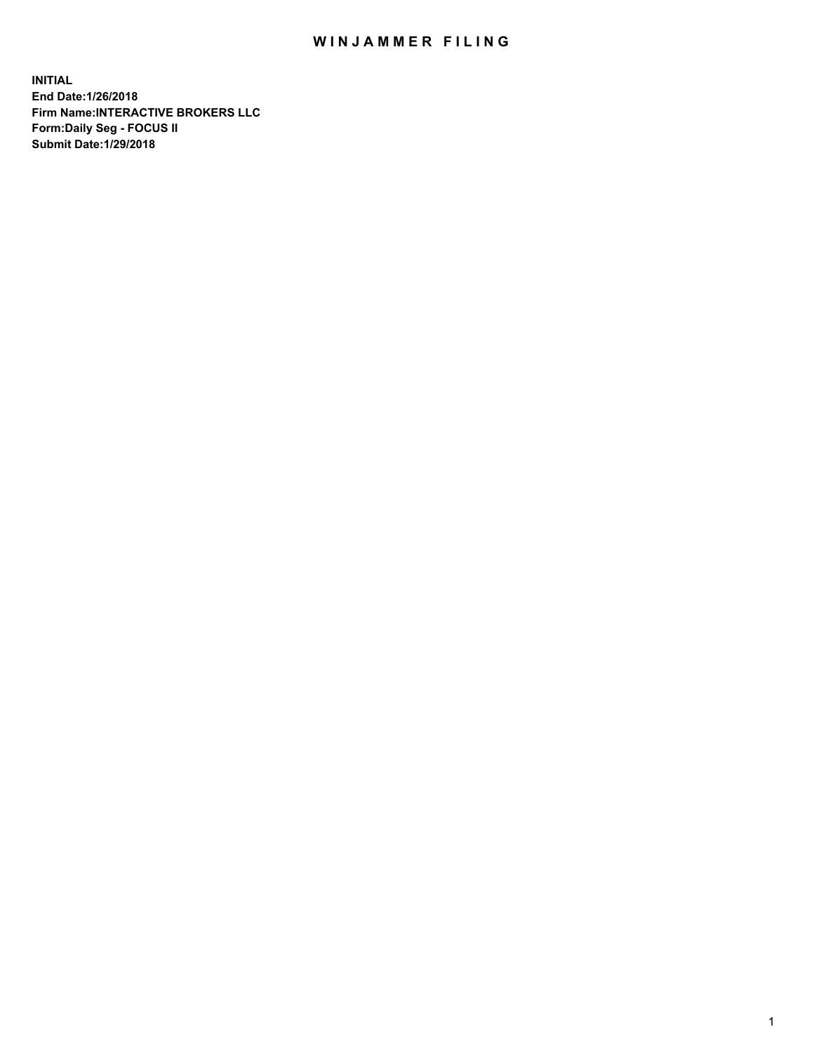# WINJAMMER FILING

**INITIAL**
**End Date:1/26/2018**
**Firm Name:INTERACTIVE BROKERS LLC**
**Form:Daily Seg - FOCUS II**
**Submit Date:1/29/2018**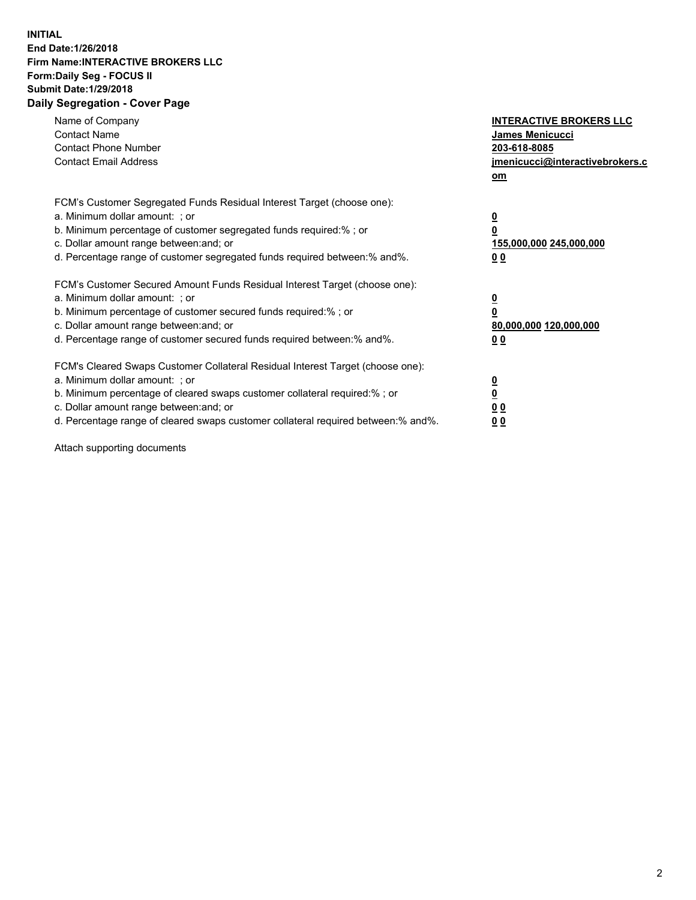**INITIAL**
**End Date:1/26/2018**
**Firm Name:INTERACTIVE BROKERS LLC**
**Form:Daily Seg - FOCUS II**
**Submit Date:1/29/2018**
**Daily Segregation - Cover Page**

| | |
|---|---|
| Name of Company | **INTERACTIVE BROKERS LLC** |
| Contact Name | **James Menicucci** |
| Contact Phone Number | **203-618-8085** |
| Contact Email Address | **jmenicucci@interactivebrokers.com** |

| | |
|---|---|
| FCM's Customer Segregated Funds Residual Interest Target (choose one): | |
| a. Minimum dollar amount: ; or | **0** |
| b. Minimum percentage of customer segregated funds required:% ; or | **0** |
| c. Dollar amount range between:and; or | **155,000,000 245,000,000** |
| d. Percentage range of customer segregated funds required between:% and%. | **0 0** |

| | |
|---|---|
| FCM's Customer Secured Amount Funds Residual Interest Target (choose one): | |
| a. Minimum dollar amount: ; or | **0** |
| b. Minimum percentage of customer secured funds required:% ; or | **0** |
| c. Dollar amount range between:and; or | **80,000,000 120,000,000** |
| d. Percentage range of customer secured funds required between:% and%. | **0 0** |

| | |
|---|---|
| FCM's Cleared Swaps Customer Collateral Residual Interest Target (choose one): | |
| a. Minimum dollar amount: ; or | **0** |
| b. Minimum percentage of cleared swaps customer collateral required:% ; or | **0** |
| c. Dollar amount range between:and; or | **0 0** |
| d. Percentage range of cleared swaps customer collateral required between:% and%. | **0 0** |

Attach supporting documents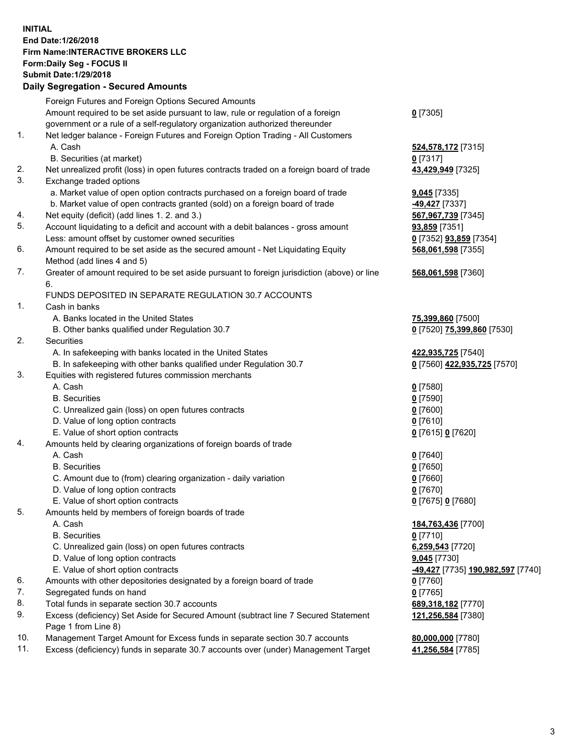**INITIAL**
**End Date:1/26/2018**
**Firm Name:INTERACTIVE BROKERS LLC**
**Form:Daily Seg - FOCUS II**
**Submit Date:1/29/2018**

**Daily Segregation - Secured Amounts**

| | | |
|---|---|---|
| | Foreign Futures and Foreign Options Secured Amounts | |
| | Amount required to be set aside pursuant to law, rule or regulation of a foreign government or a rule of a self-regulatory organization authorized thereunder | 0 [7305] |
| 1. | Net ledger balance - Foreign Futures and Foreign Option Trading - All Customers | |
| | A. Cash | 524,578,172 [7315] |
| | B. Securities (at market) | 0 [7317] |
| 2. | Net unrealized profit (loss) in open futures contracts traded on a foreign board of trade | 43,429,949 [7325] |
| 3. | Exchange traded options | |
| | a. Market value of open option contracts purchased on a foreign board of trade | 9,045 [7335] |
| | b. Market value of open contracts granted (sold) on a foreign board of trade | -49,427 [7337] |
| 4. | Net equity (deficit) (add lines 1. 2. and 3.) | 567,967,739 [7345] |
| 5. | Account liquidating to a deficit and account with a debit balances - gross amount | 93,859 [7351] |
| | Less: amount offset by customer owned securities | 0 [7352] 93,859 [7354] |
| 6. | Amount required to be set aside as the secured amount - Net Liquidating Equity Method (add lines 4 and 5) | 568,061,598 [7355] |
| 7. | Greater of amount required to be set aside pursuant to foreign jurisdiction (above) or line 6. | 568,061,598 [7360] |
| | FUNDS DEPOSITED IN SEPARATE REGULATION 30.7 ACCOUNTS | |
| 1. | Cash in banks | |
| | A. Banks located in the United States | 75,399,860 [7500] |
| | B. Other banks qualified under Regulation 30.7 | 0 [7520] 75,399,860 [7530] |
| 2. | Securities | |
| | A. In safekeeping with banks located in the United States | 422,935,725 [7540] |
| | B. In safekeeping with other banks qualified under Regulation 30.7 | 0 [7560] 422,935,725 [7570] |
| 3. | Equities with registered futures commission merchants | |
| | A. Cash | 0 [7580] |
| | B. Securities | 0 [7590] |
| | C. Unrealized gain (loss) on open futures contracts | 0 [7600] |
| | D. Value of long option contracts | 0 [7610] |
| | E. Value of short option contracts | 0 [7615] 0 [7620] |
| 4. | Amounts held by clearing organizations of foreign boards of trade | |
| | A. Cash | 0 [7640] |
| | B. Securities | 0 [7650] |
| | C. Amount due to (from) clearing organization - daily variation | 0 [7660] |
| | D. Value of long option contracts | 0 [7670] |
| | E. Value of short option contracts | 0 [7675] 0 [7680] |
| 5. | Amounts held by members of foreign boards of trade | |
| | A. Cash | 184,763,436 [7700] |
| | B. Securities | 0 [7710] |
| | C. Unrealized gain (loss) on open futures contracts | 6,259,543 [7720] |
| | D. Value of long option contracts | 9,045 [7730] |
| | E. Value of short option contracts | -49,427 [7735] 190,982,597 [7740] |
| 6. | Amounts with other depositories designated by a foreign board of trade | 0 [7760] |
| 7. | Segregated funds on hand | 0 [7765] |
| 8. | Total funds in separate section 30.7 accounts | 689,318,182 [7770] |
| 9. | Excess (deficiency) Set Aside for Secured Amount (subtract line 7 Secured Statement Page 1 from Line 8) | 121,256,584 [7380] |
| 10. | Management Target Amount for Excess funds in separate section 30.7 accounts | 80,000,000 [7780] |
| 11. | Excess (deficiency) funds in separate 30.7 accounts over (under) Management Target | 41,256,584 [7785] |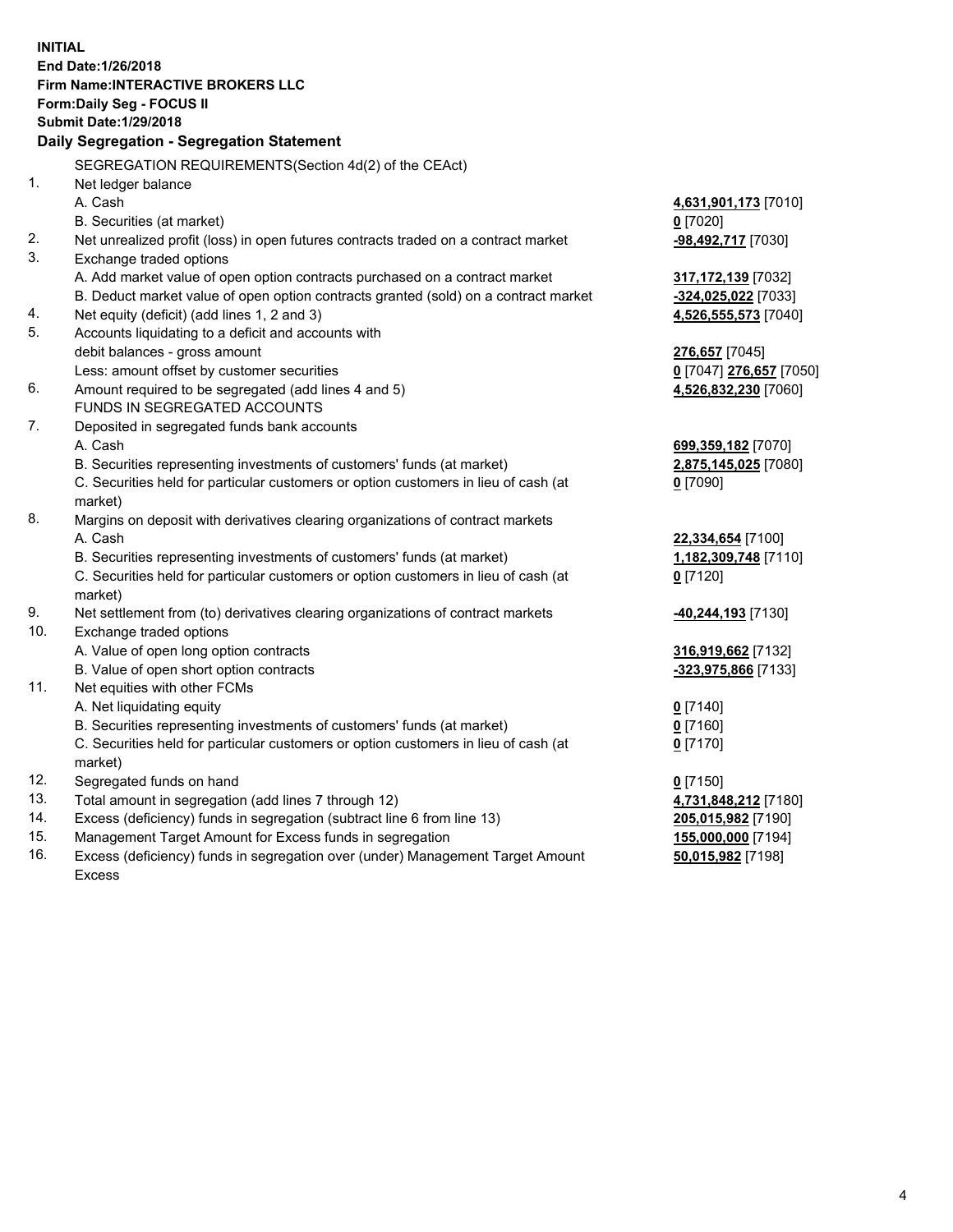**INITIAL**
**End Date:1/26/2018**
**Firm Name:INTERACTIVE BROKERS LLC**
**Form:Daily Seg - FOCUS II**
**Submit Date:1/29/2018**

## Daily Segregation - Segregation Statement

SEGREGATION REQUIREMENTS(Section 4d(2) of the CEAct)

| | | |
|---|---|---|
| 1. | Net ledger balance | |
| | A. Cash | **4,631,901,173** [7010] |
| | B. Securities (at market) | **0** [7020] |
| 2. | Net unrealized profit (loss) in open futures contracts traded on a contract market | **-98,492,717** [7030] |
| 3. | Exchange traded options | |
| | A. Add market value of open option contracts purchased on a contract market | **317,172,139** [7032] |
| | B. Deduct market value of open option contracts granted (sold) on a contract market | **-324,025,022** [7033] |
| 4. | Net equity (deficit) (add lines 1, 2 and 3) | **4,526,555,573** [7040] |
| 5. | Accounts liquidating to a deficit and accounts with debit balances - gross amount | **276,657** [7045] |
| | Less: amount offset by customer securities | **0** [7047] **276,657** [7050] |
| 6. | Amount required to be segregated (add lines 4 and 5) | **4,526,832,230** [7060] |
| | FUNDS IN SEGREGATED ACCOUNTS | |
| 7. | Deposited in segregated funds bank accounts | |
| | A. Cash | **699,359,182** [7070] |
| | B. Securities representing investments of customers' funds (at market) | **2,875,145,025** [7080] |
| | C. Securities held for particular customers or option customers in lieu of cash (at market) | **0** [7090] |
| 8. | Margins on deposit with derivatives clearing organizations of contract markets | |
| | A. Cash | **22,334,654** [7100] |
| | B. Securities representing investments of customers' funds (at market) | **1,182,309,748** [7110] |
| | C. Securities held for particular customers or option customers in lieu of cash (at market) | **0** [7120] |
| 9. | Net settlement from (to) derivatives clearing organizations of contract markets | **-40,244,193** [7130] |
| 10. | Exchange traded options | |
| | A. Value of open long option contracts | **316,919,662** [7132] |
| | B. Value of open short option contracts | **-323,975,866** [7133] |
| 11. | Net equities with other FCMs | |
| | A. Net liquidating equity | **0** [7140] |
| | B. Securities representing investments of customers' funds (at market) | **0** [7160] |
| | C. Securities held for particular customers or option customers in lieu of cash (at market) | **0** [7170] |
| 12. | Segregated funds on hand | **0** [7150] |
| 13. | Total amount in segregation (add lines 7 through 12) | **4,731,848,212** [7180] |
| 14. | Excess (deficiency) funds in segregation (subtract line 6 from line 13) | **205,015,982** [7190] |
| 15. | Management Target Amount for Excess funds in segregation | **155,000,000** [7194] |
| 16. | Excess (deficiency) funds in segregation over (under) Management Target Amount Excess | **50,015,982** [7198] |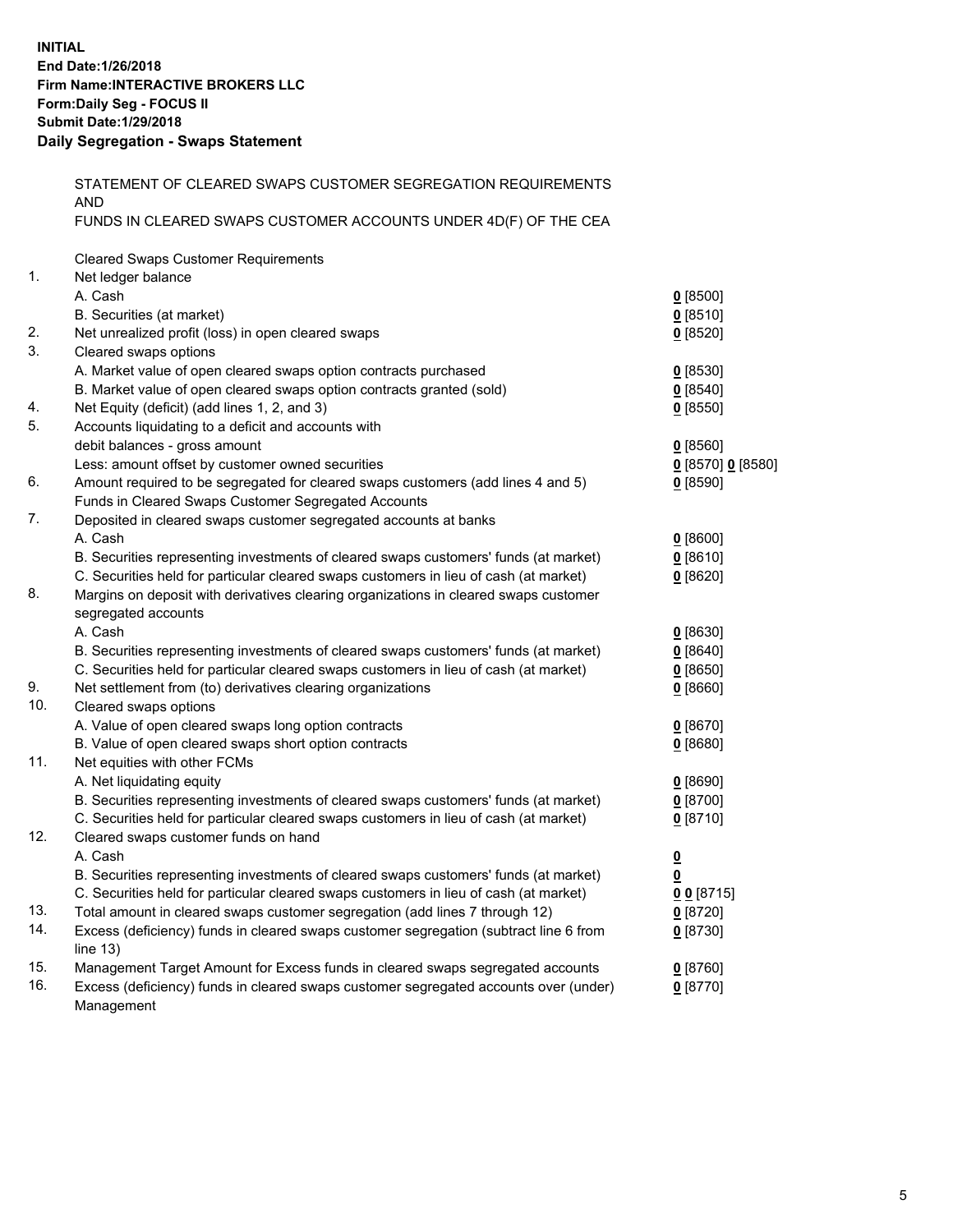**INITIAL**
**End Date:1/26/2018**
**Firm Name:INTERACTIVE BROKERS LLC**
**Form:Daily Seg - FOCUS II**
**Submit Date:1/29/2018**
**Daily Segregation - Swaps Statement**

STATEMENT OF CLEARED SWAPS CUSTOMER SEGREGATION REQUIREMENTS AND FUNDS IN CLEARED SWAPS CUSTOMER ACCOUNTS UNDER 4D(F) OF THE CEA

| | | |
|---|---|---|
| | Cleared Swaps Customer Requirements | |
| 1. | Net ledger balance | |
| | A. Cash | 0 [8500] |
| | B. Securities (at market) | 0 [8510] |
| 2. | Net unrealized profit (loss) in open cleared swaps | 0 [8520] |
| 3. | Cleared swaps options | |
| | A. Market value of open cleared swaps option contracts purchased | 0 [8530] |
| | B. Market value of open cleared swaps option contracts granted (sold) | 0 [8540] |
| 4. | Net Equity (deficit) (add lines 1, 2, and 3) | 0 [8550] |
| 5. | Accounts liquidating to a deficit and accounts with debit balances - gross amount | 0 [8560] |
| | Less: amount offset by customer owned securities | 0 [8570] 0 [8580] |
| 6. | Amount required to be segregated for cleared swaps customers (add lines 4 and 5) | 0 [8590] |
| | Funds in Cleared Swaps Customer Segregated Accounts | |
| 7. | Deposited in cleared swaps customer segregated accounts at banks | |
| | A. Cash | 0 [8600] |
| | B. Securities representing investments of cleared swaps customers' funds (at market) | 0 [8610] |
| | C. Securities held for particular cleared swaps customers in lieu of cash (at market) | 0 [8620] |
| 8. | Margins on deposit with derivatives clearing organizations in cleared swaps customer segregated accounts | |
| | A. Cash | 0 [8630] |
| | B. Securities representing investments of cleared swaps customers' funds (at market) | 0 [8640] |
| | C. Securities held for particular cleared swaps customers in lieu of cash (at market) | 0 [8650] |
| 9. | Net settlement from (to) derivatives clearing organizations | 0 [8660] |
| 10. | Cleared swaps options | |
| | A. Value of open cleared swaps long option contracts | 0 [8670] |
| | B. Value of open cleared swaps short option contracts | 0 [8680] |
| 11. | Net equities with other FCMs | |
| | A. Net liquidating equity | 0 [8690] |
| | B. Securities representing investments of cleared swaps customers' funds (at market) | 0 [8700] |
| | C. Securities held for particular cleared swaps customers in lieu of cash (at market) | 0 [8710] |
| 12. | Cleared swaps customer funds on hand | |
| | A. Cash | 0 |
| | B. Securities representing investments of cleared swaps customers' funds (at market) | 0 |
| | C. Securities held for particular cleared swaps customers in lieu of cash (at market) | 0 0 [8715] |
| 13. | Total amount in cleared swaps customer segregation (add lines 7 through 12) | 0 [8720] |
| 14. | Excess (deficiency) funds in cleared swaps customer segregation (subtract line 6 from line 13) | 0 [8730] |
| 15. | Management Target Amount for Excess funds in cleared swaps segregated accounts | 0 [8760] |
| 16. | Excess (deficiency) funds in cleared swaps customer segregated accounts over (under) Management | 0 [8770] |